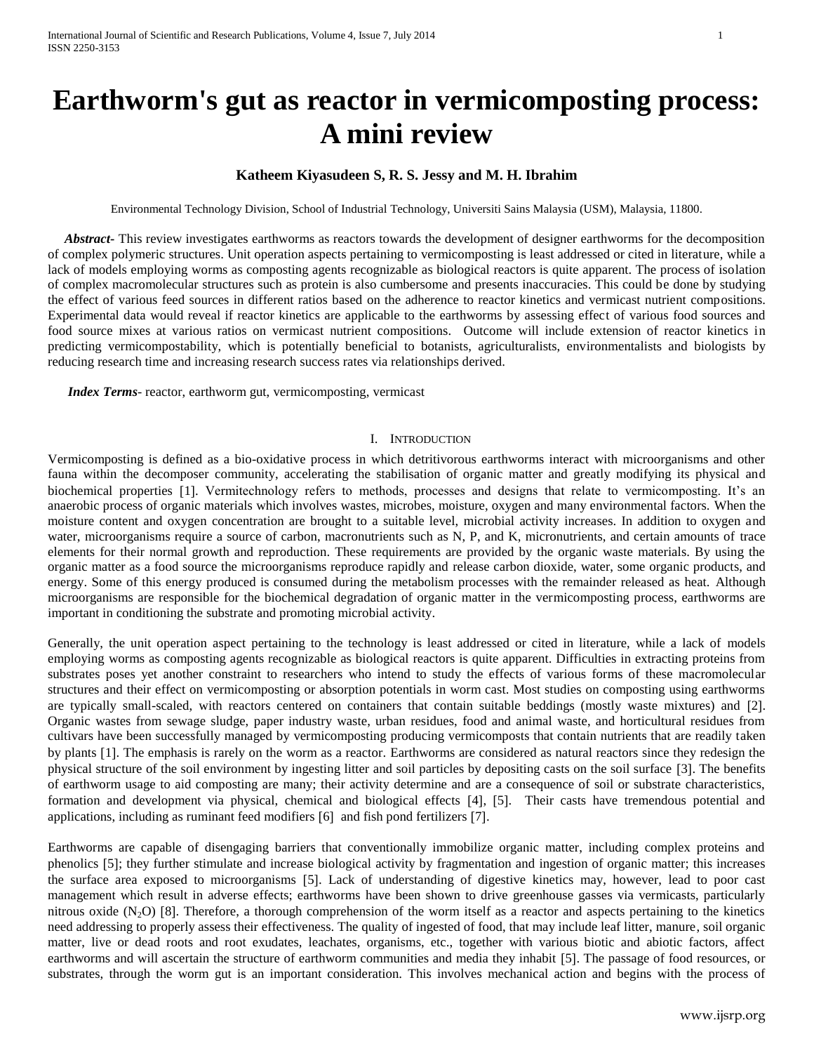# Earthworm's gut as reactor in vermicomposting process: A mini review

**Katheem Kiyasudeen S, R. S. Jessy and M. H. Ibrahim**

Environmental Technology Division, School of Industrial Technology, Universiti Sains Malaysia (USM), Malaysia, 11800.

***Abstract-*** This review investigates earthworms as reactors towards the development of designer earthworms for the decomposition of complex polymeric structures. Unit operation aspects pertaining to vermicomposting is least addressed or cited in literature, while a lack of models employing worms as composting agents recognizable as biological reactors is quite apparent. The process of isolation of complex macromolecular structures such as protein is also cumbersome and presents inaccuracies. This could be done by studying the effect of various feed sources in different ratios based on the adherence to reactor kinetics and vermicast nutrient compositions. Experimental data would reveal if reactor kinetics are applicable to the earthworms by assessing effect of various food sources and food source mixes at various ratios on vermicast nutrient compositions. Outcome will include extension of reactor kinetics in predicting vermicompostability, which is potentially beneficial to botanists, agriculturalists, environmentalists and biologists by reducing research time and increasing research success rates via relationships derived.

***Index Terms-*** reactor, earthworm gut, vermicomposting, vermicast

## I. Introduction

Vermicomposting is defined as a bio-oxidative process in which detritivorous earthworms interact with microorganisms and other fauna within the decomposer community, accelerating the stabilisation of organic matter and greatly modifying its physical and biochemical properties [1]. Vermitechnology refers to methods, processes and designs that relate to vermicomposting. It's an anaerobic process of organic materials which involves wastes, microbes, moisture, oxygen and many environmental factors. When the moisture content and oxygen concentration are brought to a suitable level, microbial activity increases. In addition to oxygen and water, microorganisms require a source of carbon, macronutrients such as N, P, and K, micronutrients, and certain amounts of trace elements for their normal growth and reproduction. These requirements are provided by the organic waste materials. By using the organic matter as a food source the microorganisms reproduce rapidly and release carbon dioxide, water, some organic products, and energy. Some of this energy produced is consumed during the metabolism processes with the remainder released as heat. Although microorganisms are responsible for the biochemical degradation of organic matter in the vermicomposting process, earthworms are important in conditioning the substrate and promoting microbial activity.

Generally, the unit operation aspect pertaining to the technology is least addressed or cited in literature, while a lack of models employing worms as composting agents recognizable as biological reactors is quite apparent. Difficulties in extracting proteins from substrates poses yet another constraint to researchers who intend to study the effects of various forms of these macromolecular structures and their effect on vermicomposting or absorption potentials in worm cast. Most studies on composting using earthworms are typically small-scaled, with reactors centered on containers that contain suitable beddings (mostly waste mixtures) and [2]. Organic wastes from sewage sludge, paper industry waste, urban residues, food and animal waste, and horticultural residues from cultivars have been successfully managed by vermicomposting producing vermicomposts that contain nutrients that are readily taken by plants [1]. The emphasis is rarely on the worm as a reactor. Earthworms are considered as natural reactors since they redesign the physical structure of the soil environment by ingesting litter and soil particles by depositing casts on the soil surface [3]. The benefits of earthworm usage to aid composting are many; their activity determine and are a consequence of soil or substrate characteristics, formation and development via physical, chemical and biological effects [4], [5]. Their casts have tremendous potential and applications, including as ruminant feed modifiers [6] and fish pond fertilizers [7].

Earthworms are capable of disengaging barriers that conventionally immobilize organic matter, including complex proteins and phenolics [5]; they further stimulate and increase biological activity by fragmentation and ingestion of organic matter; this increases the surface area exposed to microorganisms [5]. Lack of understanding of digestive kinetics may, however, lead to poor cast management which result in adverse effects; earthworms have been shown to drive greenhouse gasses via vermicasts, particularly nitrous oxide ($N_2O$) [8]. Therefore, a thorough comprehension of the worm itself as a reactor and aspects pertaining to the kinetics need addressing to properly assess their effectiveness. The quality of ingested of food, that may include leaf litter, manure, soil organic matter, live or dead roots and root exudates, leachates, organisms, etc., together with various biotic and abiotic factors, affect earthworms and will ascertain the structure of earthworm communities and media they inhabit [5]. The passage of food resources, or substrates, through the worm gut is an important consideration. This involves mechanical action and begins with the process of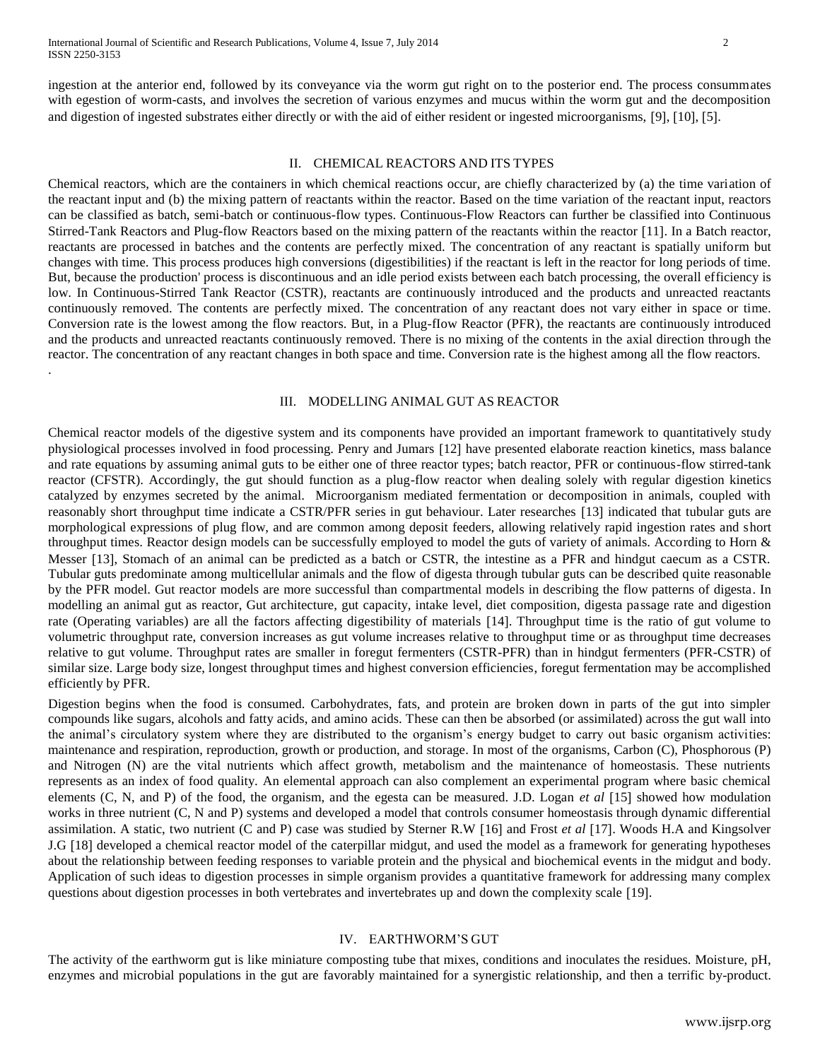ingestion at the anterior end, followed by its conveyance via the worm gut right on to the posterior end. The process consummates with egestion of worm-casts, and involves the secretion of various enzymes and mucus within the worm gut and the decomposition and digestion of ingested substrates either directly or with the aid of either resident or ingested microorganisms, [9], [10], [5].

## II. CHEMICAL REACTORS AND ITS TYPES

Chemical reactors, which are the containers in which chemical reactions occur, are chiefly characterized by (a) the time variation of the reactant input and (b) the mixing pattern of reactants within the reactor. Based on the time variation of the reactant input, reactors can be classified as batch, semi-batch or continuous-flow types. Continuous-Flow Reactors can further be classified into Continuous Stirred-Tank Reactors and Plug-flow Reactors based on the mixing pattern of the reactants within the reactor [11]. In a Batch reactor, reactants are processed in batches and the contents are perfectly mixed. The concentration of any reactant is spatially uniform but changes with time. This process produces high conversions (digestibilities) if the reactant is left in the reactor for long periods of time. But, because the production' process is discontinuous and an idle period exists between each batch processing, the overall efficiency is low. In Continuous-Stirred Tank Reactor (CSTR), reactants are continuously introduced and the products and unreacted reactants continuously removed. The contents are perfectly mixed. The concentration of any reactant does not vary either in space or time. Conversion rate is the lowest among the flow reactors. But, in a Plug-flow Reactor (PFR), the reactants are continuously introduced and the products and unreacted reactants continuously removed. There is no mixing of the contents in the axial direction through the reactor. The concentration of any reactant changes in both space and time. Conversion rate is the highest among all the flow reactors.

.

## III. MODELLING ANIMAL GUT AS REACTOR

Chemical reactor models of the digestive system and its components have provided an important framework to quantitatively study physiological processes involved in food processing. Penry and Jumars [12] have presented elaborate reaction kinetics, mass balance and rate equations by assuming animal guts to be either one of three reactor types; batch reactor, PFR or continuous-flow stirred-tank reactor (CFSTR). Accordingly, the gut should function as a plug-flow reactor when dealing solely with regular digestion kinetics catalyzed by enzymes secreted by the animal. Microorganism mediated fermentation or decomposition in animals, coupled with reasonably short throughput time indicate a CSTR/PFR series in gut behaviour. Later researches [13] indicated that tubular guts are morphological expressions of plug flow, and are common among deposit feeders, allowing relatively rapid ingestion rates and short throughput times. Reactor design models can be successfully employed to model the guts of variety of animals. According to Horn & Messer [13], Stomach of an animal can be predicted as a batch or CSTR, the intestine as a PFR and hindgut caecum as a CSTR. Tubular guts predominate among multicellular animals and the flow of digesta through tubular guts can be described quite reasonable by the PFR model. Gut reactor models are more successful than compartmental models in describing the flow patterns of digesta. In modelling an animal gut as reactor, Gut architecture, gut capacity, intake level, diet composition, digesta passage rate and digestion rate (Operating variables) are all the factors affecting digestibility of materials [14]. Throughput time is the ratio of gut volume to volumetric throughput rate, conversion increases as gut volume increases relative to throughput time or as throughput time decreases relative to gut volume. Throughput rates are smaller in foregut fermenters (CSTR-PFR) than in hindgut fermenters (PFR-CSTR) of similar size. Large body size, longest throughput times and highest conversion efficiencies, foregut fermentation may be accomplished efficiently by PFR.

Digestion begins when the food is consumed. Carbohydrates, fats, and protein are broken down in parts of the gut into simpler compounds like sugars, alcohols and fatty acids, and amino acids. These can then be absorbed (or assimilated) across the gut wall into the animal's circulatory system where they are distributed to the organism's energy budget to carry out basic organism activities: maintenance and respiration, reproduction, growth or production, and storage. In most of the organisms, Carbon (C), Phosphorous (P) and Nitrogen (N) are the vital nutrients which affect growth, metabolism and the maintenance of homeostasis. These nutrients represents as an index of food quality. An elemental approach can also complement an experimental program where basic chemical elements (C, N, and P) of the food, the organism, and the egesta can be measured. J.D. Logan *et al* [15] showed how modulation works in three nutrient (C, N and P) systems and developed a model that controls consumer homeostasis through dynamic differential assimilation. A static, two nutrient (C and P) case was studied by Sterner R.W [16] and Frost *et al* [17]. Woods H.A and Kingsolver J.G [18] developed a chemical reactor model of the caterpillar midgut, and used the model as a framework for generating hypotheses about the relationship between feeding responses to variable protein and the physical and biochemical events in the midgut and body. Application of such ideas to digestion processes in simple organism provides a quantitative framework for addressing many complex questions about digestion processes in both vertebrates and invertebrates up and down the complexity scale [19].

## IV. EARTHWORM'S GUT

The activity of the earthworm gut is like miniature composting tube that mixes, conditions and inoculates the residues. Moisture, pH, enzymes and microbial populations in the gut are favorably maintained for a synergistic relationship, and then a terrific by-product.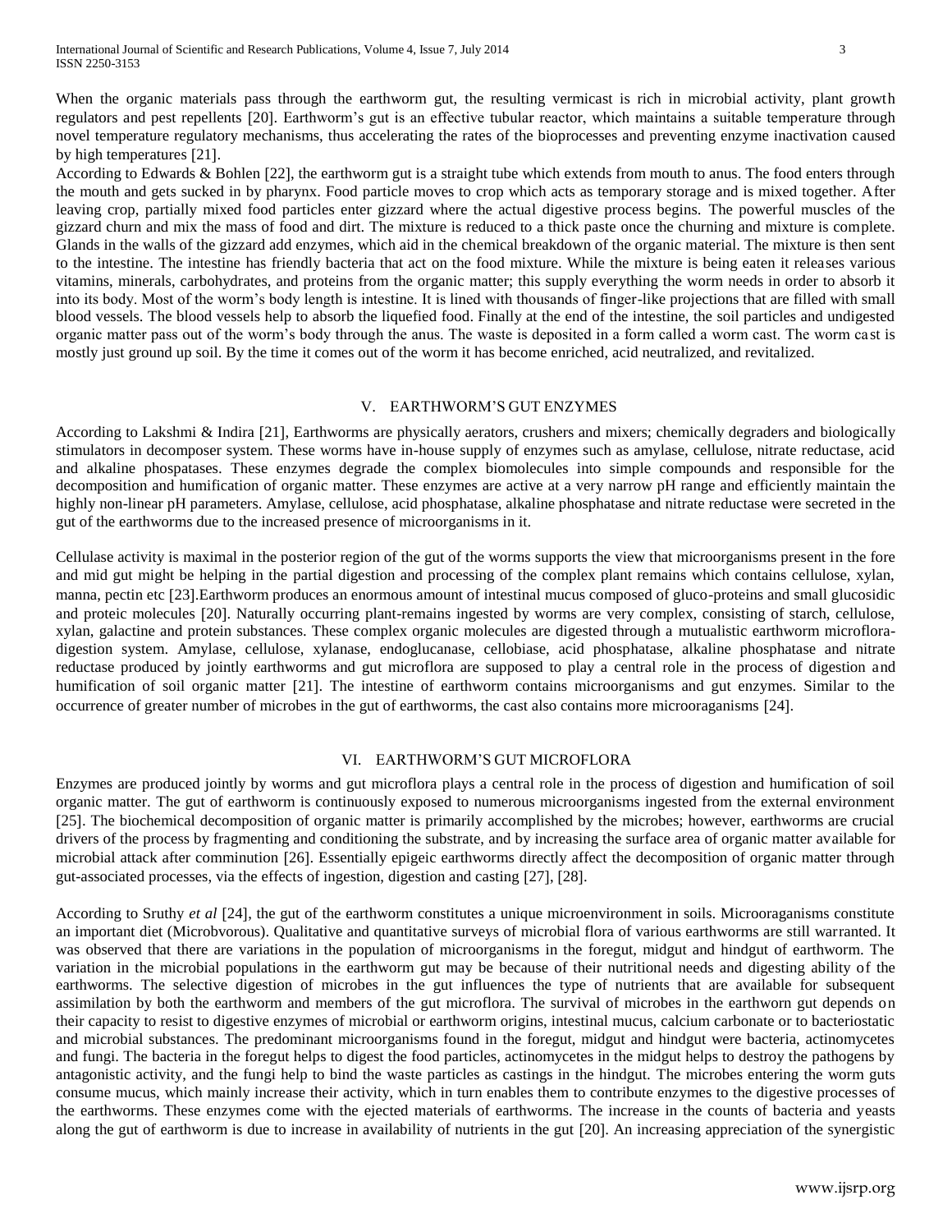When the organic materials pass through the earthworm gut, the resulting vermicast is rich in microbial activity, plant growth regulators and pest repellents [20]. Earthworm's gut is an effective tubular reactor, which maintains a suitable temperature through novel temperature regulatory mechanisms, thus accelerating the rates of the bioprocesses and preventing enzyme inactivation caused by high temperatures [21].

According to Edwards & Bohlen [22], the earthworm gut is a straight tube which extends from mouth to anus. The food enters through the mouth and gets sucked in by pharynx. Food particle moves to crop which acts as temporary storage and is mixed together. After leaving crop, partially mixed food particles enter gizzard where the actual digestive process begins. The powerful muscles of the gizzard churn and mix the mass of food and dirt. The mixture is reduced to a thick paste once the churning and mixture is complete. Glands in the walls of the gizzard add enzymes, which aid in the chemical breakdown of the organic material. The mixture is then sent to the intestine. The intestine has friendly bacteria that act on the food mixture. While the mixture is being eaten it releases various vitamins, minerals, carbohydrates, and proteins from the organic matter; this supply everything the worm needs in order to absorb it into its body. Most of the worm's body length is intestine. It is lined with thousands of finger-like projections that are filled with small blood vessels. The blood vessels help to absorb the liquefied food. Finally at the end of the intestine, the soil particles and undigested organic matter pass out of the worm's body through the anus. The waste is deposited in a form called a worm cast. The worm cast is mostly just ground up soil. By the time it comes out of the worm it has become enriched, acid neutralized, and revitalized.

## V. EARTHWORM'S GUT ENZYMES

According to Lakshmi & Indira [21], Earthworms are physically aerators, crushers and mixers; chemically degraders and biologically stimulators in decomposer system. These worms have in-house supply of enzymes such as amylase, cellulose, nitrate reductase, acid and alkaline phospatases. These enzymes degrade the complex biomolecules into simple compounds and responsible for the decomposition and humification of organic matter. These enzymes are active at a very narrow pH range and efficiently maintain the highly non-linear pH parameters. Amylase, cellulose, acid phosphatase, alkaline phosphatase and nitrate reductase were secreted in the gut of the earthworms due to the increased presence of microorganisms in it.

Cellulase activity is maximal in the posterior region of the gut of the worms supports the view that microorganisms present in the fore and mid gut might be helping in the partial digestion and processing of the complex plant remains which contains cellulose, xylan, manna, pectin etc [23].Earthworm produces an enormous amount of intestinal mucus composed of gluco-proteins and small glucosidic and proteic molecules [20]. Naturally occurring plant-remains ingested by worms are very complex, consisting of starch, cellulose, xylan, galactine and protein substances. These complex organic molecules are digested through a mutualistic earthworm microflora-digestion system. Amylase, cellulose, xylanase, endoglucanase, cellobiase, acid phosphatase, alkaline phosphatase and nitrate reductase produced by jointly earthworms and gut microflora are supposed to play a central role in the process of digestion and humification of soil organic matter [21]. The intestine of earthworm contains microorganisms and gut enzymes. Similar to the occurrence of greater number of microbes in the gut of earthworms, the cast also contains more microoraganisms [24].

## VI. EARTHWORM'S GUT MICROFLORA

Enzymes are produced jointly by worms and gut microflora plays a central role in the process of digestion and humification of soil organic matter. The gut of earthworm is continuously exposed to numerous microorganisms ingested from the external environment [25]. The biochemical decomposition of organic matter is primarily accomplished by the microbes; however, earthworms are crucial drivers of the process by fragmenting and conditioning the substrate, and by increasing the surface area of organic matter available for microbial attack after comminution [26]. Essentially epigeic earthworms directly affect the decomposition of organic matter through gut-associated processes, via the effects of ingestion, digestion and casting [27], [28].

According to Sruthy *et al* [24], the gut of the earthworm constitutes a unique microenvironment in soils. Microoraganisms constitute an important diet (Microbvorous). Qualitative and quantitative surveys of microbial flora of various earthworms are still warranted. It was observed that there are variations in the population of microorganisms in the foregut, midgut and hindgut of earthworm. The variation in the microbial populations in the earthworm gut may be because of their nutritional needs and digesting ability of the earthworms. The selective digestion of microbes in the gut influences the type of nutrients that are available for subsequent assimilation by both the earthworm and members of the gut microflora. The survival of microbes in the earthworn gut depends on their capacity to resist to digestive enzymes of microbial or earthworm origins, intestinal mucus, calcium carbonate or to bacteriostatic and microbial substances. The predominant microorganisms found in the foregut, midgut and hindgut were bacteria, actinomycetes and fungi. The bacteria in the foregut helps to digest the food particles, actinomycetes in the midgut helps to destroy the pathogens by antagonistic activity, and the fungi help to bind the waste particles as castings in the hindgut. The microbes entering the worm guts consume mucus, which mainly increase their activity, which in turn enables them to contribute enzymes to the digestive processes of the earthworms. These enzymes come with the ejected materials of earthworms. The increase in the counts of bacteria and yeasts along the gut of earthworm is due to increase in availability of nutrients in the gut [20]. An increasing appreciation of the synergistic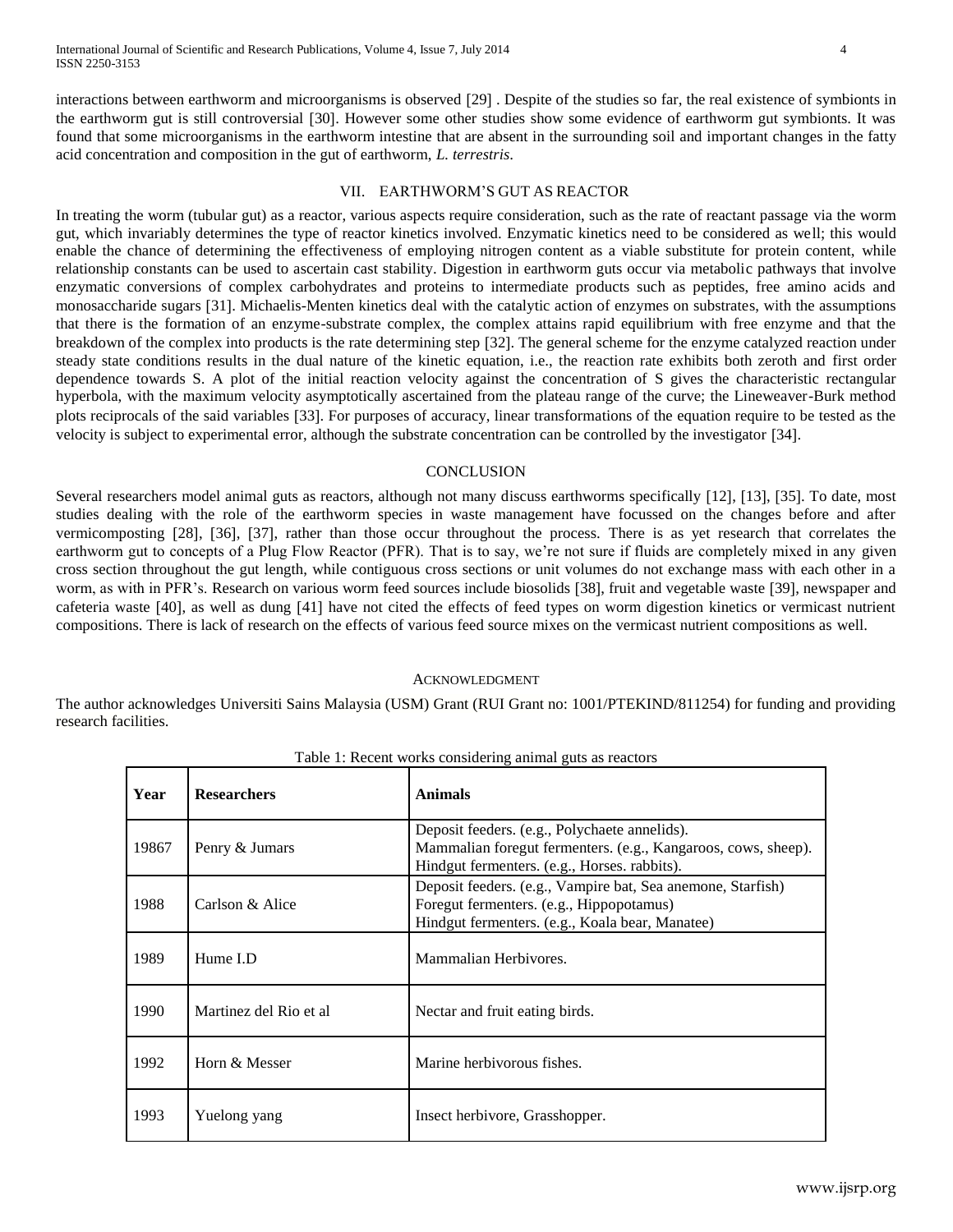interactions between earthworm and microorganisms is observed [29] . Despite of the studies so far, the real existence of symbionts in the earthworm gut is still controversial [30]. However some other studies show some evidence of earthworm gut symbionts. It was found that some microorganisms in the earthworm intestine that are absent in the surrounding soil and important changes in the fatty acid concentration and composition in the gut of earthworm, *L. terrestris*.

## VII. EARTHWORM'S GUT AS REACTOR

In treating the worm (tubular gut) as a reactor, various aspects require consideration, such as the rate of reactant passage via the worm gut, which invariably determines the type of reactor kinetics involved. Enzymatic kinetics need to be considered as well; this would enable the chance of determining the effectiveness of employing nitrogen content as a viable substitute for protein content, while relationship constants can be used to ascertain cast stability. Digestion in earthworm guts occur via metabolic pathways that involve enzymatic conversions of complex carbohydrates and proteins to intermediate products such as peptides, free amino acids and monosaccharide sugars [31]. Michaelis-Menten kinetics deal with the catalytic action of enzymes on substrates, with the assumptions that there is the formation of an enzyme-substrate complex, the complex attains rapid equilibrium with free enzyme and that the breakdown of the complex into products is the rate determining step [32]. The general scheme for the enzyme catalyzed reaction under steady state conditions results in the dual nature of the kinetic equation, i.e., the reaction rate exhibits both zeroth and first order dependence towards S. A plot of the initial reaction velocity against the concentration of S gives the characteristic rectangular hyperbola, with the maximum velocity asymptotically ascertained from the plateau range of the curve; the Lineweaver-Burk method plots reciprocals of the said variables [33]. For purposes of accuracy, linear transformations of the equation require to be tested as the velocity is subject to experimental error, although the substrate concentration can be controlled by the investigator [34].

## CONCLUSION

Several researchers model animal guts as reactors, although not many discuss earthworms specifically [12], [13], [35]. To date, most studies dealing with the role of the earthworm species in waste management have focussed on the changes before and after vermicomposting [28], [36], [37], rather than those occur throughout the process. There is as yet research that correlates the earthworm gut to concepts of a Plug Flow Reactor (PFR). That is to say, we're not sure if fluids are completely mixed in any given cross section throughout the gut length, while contiguous cross sections or unit volumes do not exchange mass with each other in a worm, as with in PFR's. Research on various worm feed sources include biosolids [38], fruit and vegetable waste [39], newspaper and cafeteria waste [40], as well as dung [41] have not cited the effects of feed types on worm digestion kinetics or vermicast nutrient compositions. There is lack of research on the effects of various feed source mixes on the vermicast nutrient compositions as well.

## ACKNOWLEDGMENT

The author acknowledges Universiti Sains Malaysia (USM) Grant (RUI Grant no: 1001/PTEKIND/811254) for funding and providing research facilities.

Table 1: Recent works considering animal guts as reactors

| Year | Researchers | Animals |
|---|---|---|
| 19867 | Penry & Jumars | Deposit feeders. (e.g., Polychaete annelids).<br>Mammalian foregut fermenters. (e.g., Kangaroos, cows, sheep).<br>Hindgut fermenters. (e.g., Horses. rabbits). |
| 1988 | Carlson & Alice | Deposit feeders. (e.g., Vampire bat, Sea anemone, Starfish)<br>Foregut fermenters. (e.g., Hippopotamus)<br>Hindgut fermenters. (e.g., Koala bear, Manatee) |
| 1989 | Hume I.D | Mammalian Herbivores. |
| 1990 | Martinez del Rio et al | Nectar and fruit eating birds. |
| 1992 | Horn & Messer | Marine herbivorous fishes. |
| 1993 | Yuelong yang | Insect herbivore, Grasshopper. |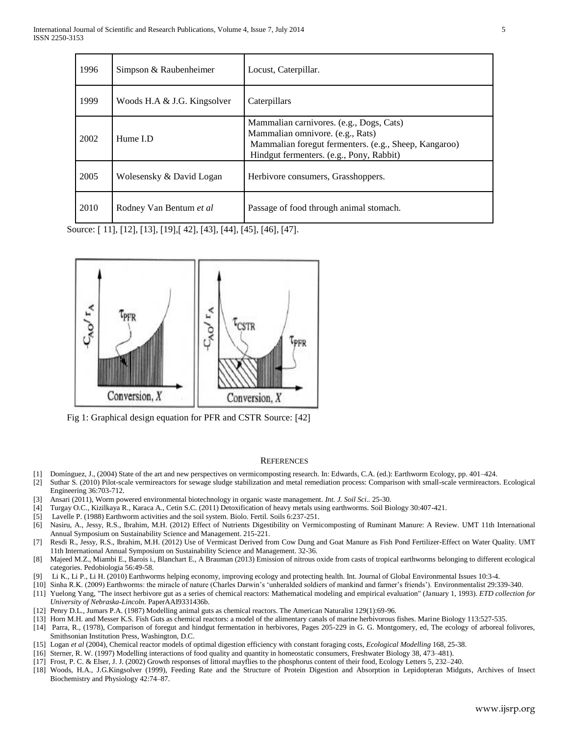| 1996 | Simpson & Raubenheimer | Locust, Caterpillar. |
|---|---|---|
| 1999 | Woods H.A & J.G. Kingsolver | Caterpillars |
| 2002 | Hume I.D | Mammalian carnivores. (e.g., Dogs, Cats)<br>Mammalian omnivore. (e.g., Rats)<br>Mammalian foregut fermenters. (e.g., Sheep, Kangaroo)<br>Hindgut fermenters. (e.g., Pony, Rabbit) |
| 2005 | Wolesensky & David Logan | Herbivore consumers, Grasshoppers. |
| 2010 | Rodney Van Bentum *et al* | Passage of food through animal stomach. |

Source: [ 11], [12], [13], [19],[ 42], [43], [44], [45], [46], [47].

Fig 1: Graphical design equation for PFR and CSTR Source: [42]

## REFERENCES

[1] Domínguez, J., (2004) State of the art and new perspectives on vermicomposting research. In: Edwards, C.A. (ed.): Earthworm Ecology, pp. 401–424.

[2] Suthar S. (2010) Pilot-scale vermireactors for sewage sludge stabilization and metal remediation process: Comparison with small-scale vermireactors. Ecological Engineering 36:703-712.

[3] Ansari (2011), Worm powered environmental biotechnology in organic waste management. *Int. J. Soil Sci..* 25-30.

[4] Turgay O.C., Kizilkaya R., Karaca A., Cetin S.C. (2011) Detoxification of heavy metals using earthworms. Soil Biology 30:407-421.

[5] Lavelle P. (1988) Earthworm activities and the soil system. Biolo. Fertil. Soils 6:237-251.

[6] Nasiru, A., Jessy, R.S., Ibrahim, M.H. (2012) Effect of Nutrients Digestibility on Vermicomposting of Ruminant Manure: A Review. UMT 11th International Annual Symposium on Sustainability Science and Management. 215-221.

[7] Resdi R., Jessy, R.S., Ibrahim, M.H. (2012) Use of Vermicast Derived from Cow Dung and Goat Manure as Fish Pond Fertilizer-Effect on Water Quality. UMT 11th International Annual Symposium on Sustainability Science and Management. 32-36.

[8] Majeed M.Z., Miambi E., Barois i., Blanchart E., A Brauman (2013) Emission of nitrous oxide from casts of tropical earthworms belonging to different ecological categories. Pedobiologia 56:49-58.

[9] Li K., Li P., Li H. (2010) Earthworms helping economy, improving ecology and protecting health. Int. Journal of Global Environmental Issues 10:3-4.

[10] Sinha R.K. (2009) Earthworms: the miracle of nature (Charles Darwin's 'unheralded soldiers of mankind and farmer's friends'). Environmentalist 29:339-340.

[11] Yuelong Yang, "The insect herbivore gut as a series of chemical reactors: Mathematical modeling and empirical evaluation" (January 1, 1993). *ETD collection for University of Nebraska-Lincoln.* PaperAAI9331436b.

[12] Penry D.L., Jumars P.A. (1987) Modelling animal guts as chemical reactors. The American Naturalist 129(1):69-96.

[13] Horn M.H. and Messer K.S. Fish Guts as chemical reactors: a model of the alimentary canals of marine herbivorous fishes. Marine Biology 113:527-535.

[14] Parra, R., (1978), Comparison of foregut and hindgut fermentation in herbivores, Pages 205-229 in G. G. Montgomery, ed, The ecology of arboreal folivores, Smithsonian Institution Press, Washington, D.C.

[15] Logan *et al* (2004), Chemical reactor models of optimal digestion efficiency with constant foraging costs, *Ecological Modelling* 168, 25-38.

[16] Sterner, R. W. (1997) Modelling interactions of food quality and quantity in homeostatic consumers, Freshwater Biology 38, 473–481).

[17] Frost, P. C. & Elser, J. J. (2002) Growth responses of littoral mayflies to the phosphorus content of their food, Ecology Letters 5, 232–240.

[18] Woods, H.A., J.G.Kingsolver (1999), Feeding Rate and the Structure of Protein Digestion and Absorption in Lepidopteran Midguts, Archives of Insect Biochemistry and Physiology 42:74–87.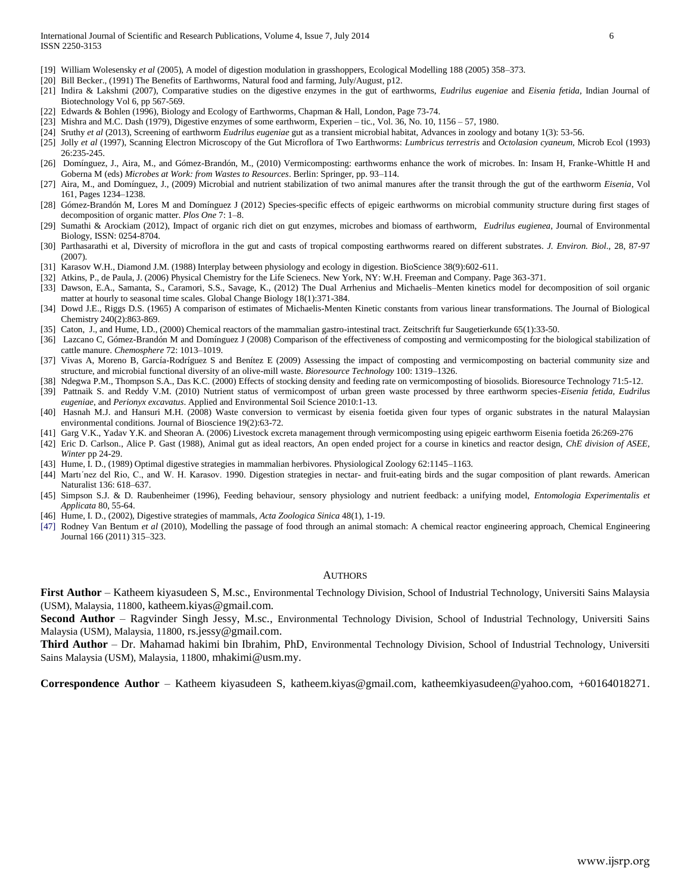[19] William Wolesensky *et al* (2005), A model of digestion modulation in grasshoppers, Ecological Modelling 188 (2005) 358–373.

[20] Bill Becker., (1991) The Benefits of Earthworms, Natural food and farming, July/August, p12.

[21] Indira & Lakshmi (2007), Comparative studies on the digestive enzymes in the gut of earthworms, *Eudrilus eugeniae* and *Eisenia fetida*, Indian Journal of Biotechnology Vol 6, pp 567-569.

[22] Edwards & Bohlen (1996), Biology and Ecology of Earthworms, Chapman & Hall, London, Page 73-74.

[23] Mishra and M.C. Dash (1979), Digestive enzymes of some earthworm, Experien – tic., Vol. 36, No. 10, 1156 – 57, 1980.

[24] Sruthy *et al* (2013), Screening of earthworm *Eudrilus eugeniae* gut as a transient microbial habitat, Advances in zoology and botany 1(3): 53-56.

[25] Jolly *et al* (1997), Scanning Electron Microscopy of the Gut Microflora of Two Earthworms: *Lumbricus terrestris* and *Octolasion cyaneum*, Microb Ecol (1993) 26:235-245.

[26] Domínguez, J., Aira, M., and Gómez-Brandón, M., (2010) Vermicomposting: earthworms enhance the work of microbes. In: Insam H, Franke-Whittle H and Goberna M (eds) *Microbes at Work: from Wastes to Resources*. Berlin: Springer, pp. 93–114.

[27] Aira, M., and Domínguez, J., (2009) Microbial and nutrient stabilization of two animal manures after the transit through the gut of the earthworm *Eisenia*, Vol 161, Pages 1234–1238.

[28] Gómez-Brandón M, Lores M and Domínguez J (2012) Species-specific effects of epigeic earthworms on microbial community structure during first stages of decomposition of organic matter. *Plos One* 7: 1–8.

[29] Sumathi & Arockiam (2012), Impact of organic rich diet on gut enzymes, microbes and biomass of earthworm, *Eudrilus eugienea*, Journal of Environmental Biology, ISSN: 0254-8704.

[30] Parthasarathi et al, Diversity of microflora in the gut and casts of tropical composting earthworms reared on different substrates. *J. Environ. Biol.*, 28, 87-97 (2007).

[31] Karasov W.H., Diamond J.M. (1988) Interplay between physiology and ecology in digestion. BioScience 38(9):602-611.

[32] Atkins, P., de Paula, J. (2006) Physical Chemistry for the Life Scienecs. New York, NY: W.H. Freeman and Company. Page 363-371.

[33] Dawson, E.A., Samanta, S., Caramori, S.S., Savage, K., (2012) The Dual Arrhenius and Michaelis–Menten kinetics model for decomposition of soil organic matter at hourly to seasonal time scales. Global Change Biology 18(1):371-384.

[34] Dowd J.E., Riggs D.S. (1965) A comparison of estimates of Michaelis-Menten Kinetic constants from various linear transformations. The Journal of Biological Chemistry 240(2):863-869.

[35] Caton, J., and Hume, I.D., (2000) Chemical reactors of the mammalian gastro-intestinal tract. Zeitschrift fur Saugetierkunde 65(1):33-50.

[36] Lazcano C, Gómez-Brandón M and Domínguez J (2008) Comparison of the effectiveness of composting and vermicomposting for the biological stabilization of cattle manure. *Chemosphere* 72: 1013–1019.

[37] Vivas A, Moreno B, García-Rodríguez S and Benítez E (2009) Assessing the impact of composting and vermicomposting on bacterial community size and structure, and microbial functional diversity of an olive-mill waste. *Bioresource Technology* 100: 1319–1326.

[38] Ndegwa P.M., Thompson S.A., Das K.C. (2000) Effects of stocking density and feeding rate on vermicomposting of biosolids. Bioresource Technology 71:5-12.

[39] Pattnaik S. and Reddy V.M. (2010) Nutrient status of vermicompost of urban green waste processed by three earthworm species-*Eisenia fetida*, *Eudrilus eugeniae*, and *Perionyx excavatus*. Applied and Environmental Soil Science 2010:1-13.

[40] Hasnah M.J. and Hansuri M.H. (2008) Waste conversion to vermicast by eisenia foetida given four types of organic substrates in the natural Malaysian environmental conditions. Journal of Bioscience 19(2):63-72.

[41] Garg V.K., Yadav Y.K. and Sheoran A. (2006) Livestock excreta management through vermicomposting using epigeic earthworm Eisenia foetida 26:269-276

[42] Eric D. Carlson., Alice P. Gast (1988), Animal gut as ideal reactors, An open ended project for a course in kinetics and reactor design, *ChE division of ASEE, Winter* pp 24-29.

[43] Hume, I. D., (1989) Optimal digestive strategies in mammalian herbivores. Physiological Zoology 62:1145–1163.

[44] Martı´nez del Rio, C., and W. H. Karasov. 1990. Digestion strategies in nectar- and fruit-eating birds and the sugar composition of plant rewards. American Naturalist 136: 618–637.

[45] Simpson S.J. & D. Raubenheimer (1996), Feeding behaviour, sensory physiology and nutrient feedback: a unifying model, *Entomologia Experimentalis et Applicata* 80, 55-64.

[46] Hume, I. D., (2002), Digestive strategies of mammals, *Acta Zoologica Sinica* 48(1), 1-19.

[47] Rodney Van Bentum *et al* (2010), Modelling the passage of food through an animal stomach: A chemical reactor engineering approach, Chemical Engineering Journal 166 (2011) 315–323.

## Authors

**First Author** – Katheem kiyasudeen S, M.sc., Environmental Technology Division, School of Industrial Technology, Universiti Sains Malaysia (USM), Malaysia, 11800, katheem.kiyas@gmail.com.

**Second Author** – Ragvinder Singh Jessy, M.sc., Environmental Technology Division, School of Industrial Technology, Universiti Sains Malaysia (USM), Malaysia, 11800, rs.jessy@gmail.com.

**Third Author** – Dr. Mahamad hakimi bin Ibrahim, PhD, Environmental Technology Division, School of Industrial Technology, Universiti Sains Malaysia (USM), Malaysia, 11800, mhakimi@usm.my.

**Correspondence Author** – Katheem kiyasudeen S, katheem.kiyas@gmail.com, katheemkiyasudeen@yahoo.com, +60164018271.